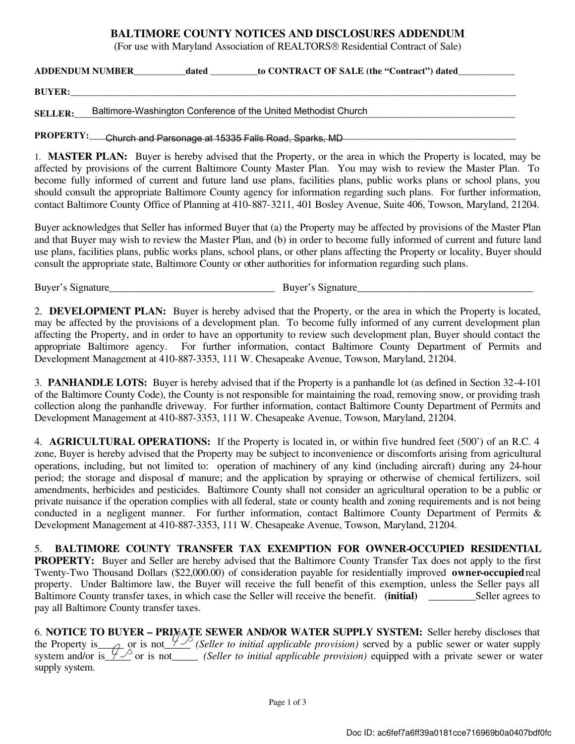# BALTIMORE COUNTY NOTICES AND DISCLOSURES ADDENDUM

(For use with Maryland Association of REALTORS® Residential Contract of Sale)

**ADDENDUM NUMBER**___________**dated** __________**to CONTRACT OF SALE (the "Contract") dated**____________

**BUYER:**_____________________________________________________________________________________

**SELLER:** Baltimore-Washington Conference of the United Methodist Church

**PROPERTY:** Church and Parsonage at 15335 Falls Road, Sparks, MD

1. **MASTER PLAN:** Buyer is hereby advised that the Property, or the area in which the Property is located, may be affected by provisions of the current Baltimore County Master Plan. You may wish to review the Master Plan. To become fully informed of current and future land use plans, facilities plans, public works plans or school plans, you should consult the appropriate Baltimore County agency for information regarding such plans. For further information, contact Baltimore County Office of Planning at 410-887-3211, 401 Bosley Avenue, Suite 406, Towson, Maryland, 21204.

Buyer acknowledges that Seller has informed Buyer that (a) the Property may be affected by provisions of the Master Plan and that Buyer may wish to review the Master Plan, and (b) in order to become fully informed of current and future land use plans, facilities plans, public works plans, school plans, or other plans affecting the Property or locality, Buyer should consult the appropriate state, Baltimore County or other authorities for information regarding such plans.

Buyer's Signature_________________________________ Buyer's Signature___________________________________

2. **DEVELOPMENT PLAN:** Buyer is hereby advised that the Property, or the area in which the Property is located, may be affected by the provisions of a development plan. To become fully informed of any current development plan affecting the Property, and in order to have an opportunity to review such development plan, Buyer should contact the appropriate Baltimore agency. For further information, contact Baltimore County Department of Permits and Development Management at 410-887-3353, 111 W. Chesapeake Avenue, Towson, Maryland, 21204.

3. **PANHANDLE LOTS:** Buyer is hereby advised that if the Property is a panhandle lot (as defined in Section 32-4-101 of the Baltimore County Code), the County is not responsible for maintaining the road, removing snow, or providing trash collection along the panhandle driveway. For further information, contact Baltimore County Department of Permits and Development Management at 410-887-3353, 111 W. Chesapeake Avenue, Towson, Maryland, 21204.

4. **AGRICULTURAL OPERATIONS:** If the Property is located in, or within five hundred feet (500') of an R.C. 4 zone, Buyer is hereby advised that the Property may be subject to inconvenience or discomforts arising from agricultural operations, including, but not limited to: operation of machinery of any kind (including aircraft) during any 24-hour period; the storage and disposal of manure; and the application by spraying or otherwise of chemical fertilizers, soil amendments, herbicides and pesticides. Baltimore County shall not consider an agricultural operation to be a public or private nuisance if the operation complies with all federal, state or county health and zoning requirements and is not being conducted in a negligent manner. For further information, contact Baltimore County Department of Permits & Development Management at 410-887-3353, 111 W. Chesapeake Avenue, Towson, Maryland, 21204.

5. **BALTIMORE COUNTY TRANSFER TAX EXEMPTION FOR OWNER-OCCUPIED RESIDENTIAL PROPERTY:** Buyer and Seller are hereby advised that the Baltimore County Transfer Tax does not apply to the first Twenty-Two Thousand Dollars ($22,000.00) of consideration payable for residentially improved **owner-occupied** real property. Under Baltimore law, the Buyer will receive the full benefit of this exemption, unless the Seller pays all Baltimore County transfer taxes, in which case the Seller will receive the benefit. **(initial)** _________Seller agrees to pay all Baltimore County transfer taxes.

6. **NOTICE TO BUYER – PRIVATE SEWER AND/OR WATER SUPPLY SYSTEM:** Seller hereby discloses that the Property is_____ or is not__[initials]__ *(Seller to initial applicable provision)* served by a public sewer or water supply system and/or is__[initials]__ or is not_____ *(Seller to initial applicable provision)* equipped with a private sewer or water supply system.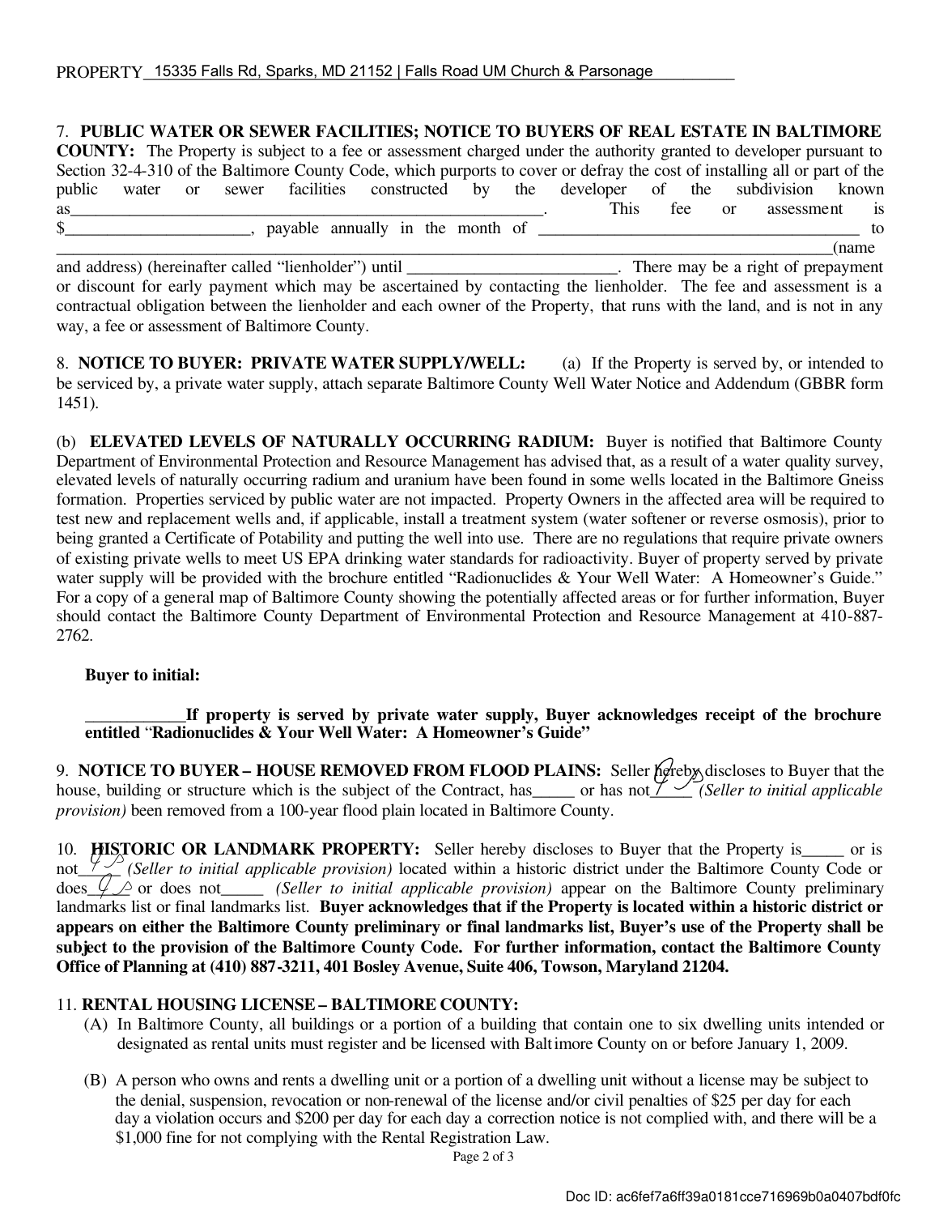PROPERTY 15335 Falls Rd, Sparks, MD 21152 | Falls Road UM Church & Parsonage

7. **PUBLIC WATER OR SEWER FACILITIES; NOTICE TO BUYERS OF REAL ESTATE IN BALTIMORE COUNTY:** The Property is subject to a fee or assessment charged under the authority granted to developer pursuant to Section 32-4-310 of the Baltimore County Code, which purports to cover or defray the cost of installing all or part of the public water or sewer facilities constructed by the developer of the subdivision known as_______________________________________________________. This fee or assessment is $_____________________, payable annually in the month of _____________________________________ to _____________________________________________________________________________________(name and address) (hereinafter called "lienholder") until ________________________. There may be a right of prepayment or discount for early payment which may be ascertained by contacting the lienholder. The fee and assessment is a contractual obligation between the lienholder and each owner of the Property, that runs with the land, and is not in any way, a fee or assessment of Baltimore County.

8. **NOTICE TO BUYER: PRIVATE WATER SUPPLY/WELL:** (a) If the Property is served by, or intended to be serviced by, a private water supply, attach separate Baltimore County Well Water Notice and Addendum (GBBR form 1451).

(b) **ELEVATED LEVELS OF NATURALLY OCCURRING RADIUM:** Buyer is notified that Baltimore County Department of Environmental Protection and Resource Management has advised that, as a result of a water quality survey, elevated levels of naturally occurring radium and uranium have been found in some wells located in the Baltimore Gneiss formation. Properties serviced by public water are not impacted. Property Owners in the affected area will be required to test new and replacement wells and, if applicable, install a treatment system (water softener or reverse osmosis), prior to being granted a Certificate of Potability and putting the well into use. There are no regulations that require private owners of existing private wells to meet US EPA drinking water standards for radioactivity. Buyer of property served by private water supply will be provided with the brochure entitled "Radionuclides & Your Well Water: A Homeowner's Guide." For a copy of a general map of Baltimore County showing the potentially affected areas or for further information, Buyer should contact the Baltimore County Department of Environmental Protection and Resource Management at 410-887-2762.

**Buyer to initial:**

**___________If property is served by private water supply, Buyer acknowledges receipt of the brochure entitled "Radionuclides & Your Well Water: A Homeowner's Guide"**

9. **NOTICE TO BUYER – HOUSE REMOVED FROM FLOOD PLAINS:** Seller hereby discloses to Buyer that the house, building or structure which is the subject of the Contract, has_____ or has not__✓__ *(Seller to initial applicable provision)* been removed from a 100-year flood plain located in Baltimore County.

10. **HISTORIC OR LANDMARK PROPERTY:** Seller hereby discloses to Buyer that the Property is_____ or is not__✓__ *(Seller to initial applicable provision)* located within a historic district under the Baltimore County Code or does__✓__ or does not_____ *(Seller to initial applicable provision)* appear on the Baltimore County preliminary landmarks list or final landmarks list. **Buyer acknowledges that if the Property is located within a historic district or appears on either the Baltimore County preliminary or final landmarks list, Buyer's use of the Property shall be subject to the provision of the Baltimore County Code. For further information, contact the Baltimore County Office of Planning at (410) 887-3211, 401 Bosley Avenue, Suite 406, Towson, Maryland 21204.**

11. **RENTAL HOUSING LICENSE – BALTIMORE COUNTY:**

(A) In Baltimore County, all buildings or a portion of a building that contain one to six dwelling units intended or designated as rental units must register and be licensed with Baltimore County on or before January 1, 2009.

(B) A person who owns and rents a dwelling unit or a portion of a dwelling unit without a license may be subject to the denial, suspension, revocation or non-renewal of the license and/or civil penalties of $25 per day for each day a violation occurs and $200 per day for each day a correction notice is not complied with, and there will be a $1,000 fine for not complying with the Rental Registration Law.

Doc ID: ac6fef7a6ff39a0181cce716969b0a0407bdf0fc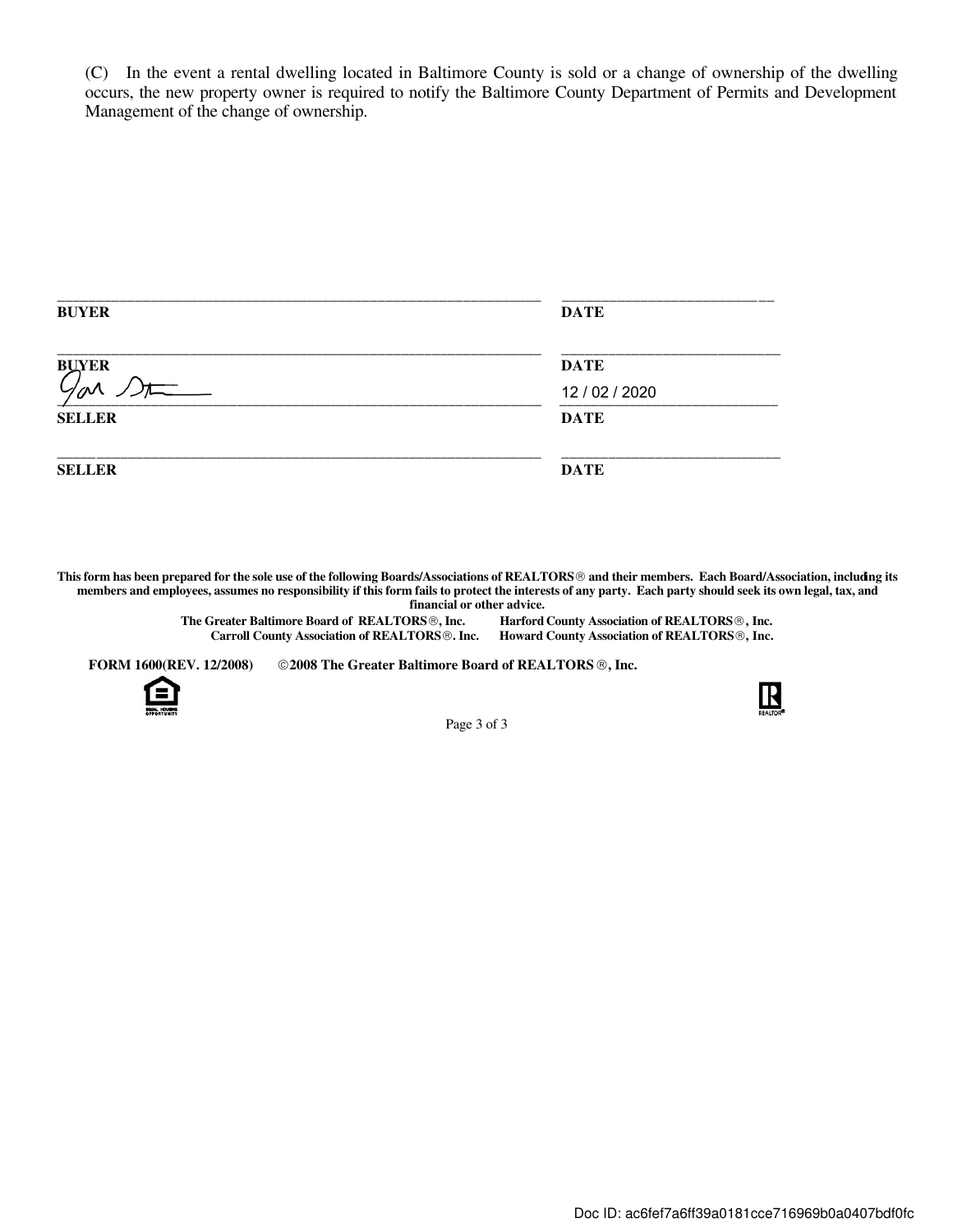(C) In the event a rental dwelling located in Baltimore County is sold or a change of ownership of the dwelling occurs, the new property owner is required to notify the Baltimore County Department of Permits and Development Management of the change of ownership.

______________________________________________ ____________________

**BUYER** **DATE**

______________________________________________ ____________________

**BUYER** **DATE**

______________________________________________ 12 / 02 / 2020

**SELLER** **DATE**

______________________________________________ ____________________

**SELLER** **DATE**

**This form has been prepared for the sole use of the following Boards/Associations of REALTORS® and their members. Each Board/Association, including its members and employees, assumes no responsibility if this form fails to protect the interests of any party. Each party should seek its own legal, tax, and financial or other advice.**

**The Greater Baltimore Board of REALTORS®, Inc.** **Harford County Association of REALTORS®, Inc.**
**Carroll County Association of REALTORS®. Inc.** **Howard County Association of REALTORS®, Inc.**

**FORM 1600(REV. 12/2008)** **©2008 The Greater Baltimore Board of REALTORS®, Inc.**

Doc ID: ac6fef7a6ff39a0181cce716969b0a0407bdf0fc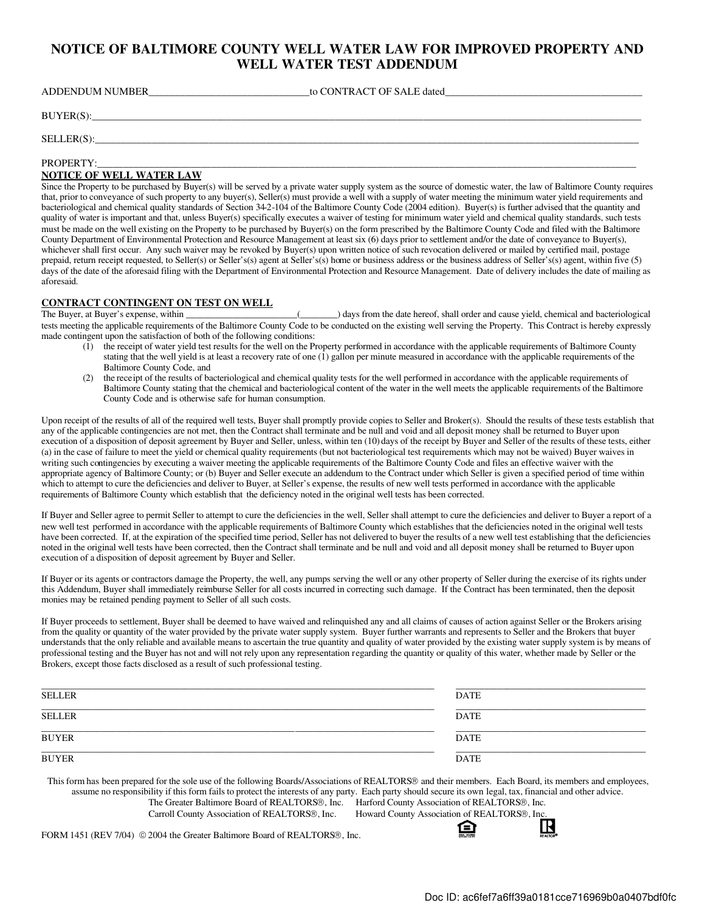# NOTICE OF BALTIMORE COUNTY WELL WATER LAW FOR IMPROVED PROPERTY AND WELL WATER TEST ADDENDUM

ADDENDUM NUMBER________________________________to CONTRACT OF SALE dated________________________________________

BUYER(S):_____________________________________________________________________________________________

SELLER(S):____________________________________________________________________________________________

PROPERTY:____________________________________________________________________________________________

**NOTICE OF WELL WATER LAW**

Since the Property to be purchased by Buyer(s) will be served by a private water supply system as the source of domestic water, the law of Baltimore County requires that, prior to conveyance of such property to any buyer(s), Seller(s) must provide a well with a supply of water meeting the minimum water yield requirements and bacteriological and chemical quality standards of Section 34-2-104 of the Baltimore County Code (2004 edition). Buyer(s) is further advised that the quantity and quality of water is important and that, unless Buyer(s) specifically executes a waiver of testing for minimum water yield and chemical quality standards, such tests must be made on the well existing on the Property to be purchased by Buyer(s) on the form prescribed by the Baltimore County Code and filed with the Baltimore County Department of Environmental Protection and Resource Management at least six (6) days prior to settlement and/or the date of conveyance to Buyer(s), whichever shall first occur. Any such waiver may be revoked by Buyer(s) upon written notice of such revocation delivered or mailed by certified mail, postage prepaid, return receipt requested, to Seller(s) or Seller's(s) agent at Seller's(s) home or business address or the business address of Seller's(s) agent, within five (5) days of the date of the aforesaid filing with the Department of Environmental Protection and Resource Management. Date of delivery includes the date of mailing as aforesaid.

**CONTRACT CONTINGENT ON TEST ON WELL**

The Buyer, at Buyer's expense, within ________________________(________) days from the date hereof, shall order and cause yield, chemical and bacteriological tests meeting the applicable requirements of the Baltimore County Code to be conducted on the existing well serving the Property. This Contract is hereby expressly made contingent upon the satisfaction of both of the following conditions:

(1) the receipt of water yield test results for the well on the Property performed in accordance with the applicable requirements of Baltimore County stating that the well yield is at least a recovery rate of one (1) gallon per minute measured in accordance with the applicable requirements of the Baltimore County Code, and

(2) the receipt of the results of bacteriological and chemical quality tests for the well performed in accordance with the applicable requirements of Baltimore County stating that the chemical and bacteriological content of the water in the well meets the applicable requirements of the Baltimore County Code and is otherwise safe for human consumption.

Upon receipt of the results of all of the required well tests, Buyer shall promptly provide copies to Seller and Broker(s). Should the results of these tests establish that any of the applicable contingencies are not met, then the Contract shall terminate and be null and void and all deposit money shall be returned to Buyer upon execution of a disposition of deposit agreement by Buyer and Seller, unless, within ten (10) days of the receipt by Buyer and Seller of the results of these tests, either (a) in the case of failure to meet the yield or chemical quality requirements (but not bacteriological test requirements which may not be waived) Buyer waives in writing such contingencies by executing a waiver meeting the applicable requirements of the Baltimore County Code and files an effective waiver with the appropriate agency of Baltimore County; or (b) Buyer and Seller execute an addendum to the Contract under which Seller is given a specified period of time within which to attempt to cure the deficiencies and deliver to Buyer, at Seller's expense, the results of new well tests performed in accordance with the applicable requirements of Baltimore County which establish that the deficiency noted in the original well tests has been corrected.

If Buyer and Seller agree to permit Seller to attempt to cure the deficiencies in the well, Seller shall attempt to cure the deficiencies and deliver to Buyer a report of a new well test performed in accordance with the applicable requirements of Baltimore County which establishes that the deficiencies noted in the original well tests have been corrected. If, at the expiration of the specified time period, Seller has not delivered to buyer the results of a new well test establishing that the deficiencies noted in the original well tests have been corrected, then the Contract shall terminate and be null and void and all deposit money shall be returned to Buyer upon execution of a disposition of deposit agreement by Buyer and Seller.

If Buyer or its agents or contractors damage the Property, the well, any pumps serving the well or any other property of Seller during the exercise of its rights under this Addendum, Buyer shall immediately reimburse Seller for all costs incurred in correcting such damage. If the Contract has been terminated, then the deposit monies may be retained pending payment to Seller of all such costs.

If Buyer proceeds to settlement, Buyer shall be deemed to have waived and relinquished any and all claims of causes of action against Seller or the Brokers arising from the quality or quantity of the water provided by the private water supply system. Buyer further warrants and represents to Seller and the Brokers that buyer understands that the only reliable and available means to ascertain the true quantity and quality of water provided by the existing water supply system is by means of professional testing and the Buyer has not and will not rely upon any representation regarding the quantity or quality of this water, whether made by Seller or the Brokers, except those facts disclosed as a result of such professional testing.

| | |
|---|---|
| SELLER | DATE |
| SELLER | DATE |
| BUYER | DATE |
| BUYER | DATE |

This form has been prepared for the sole use of the following Boards/Associations of REALTORS® and their members. Each Board, its members and employees, assume no responsibility if this form fails to protect the interests of any party. Each party should secure its own legal, tax, financial and other advice.

The Greater Baltimore Board of REALTORS®, Inc. Harford County Association of REALTORS®, Inc.
Carroll County Association of REALTORS®, Inc. Howard County Association of REALTORS®, Inc.

FORM 1451 (REV 7/04) © 2004 the Greater Baltimore Board of REALTORS®, Inc.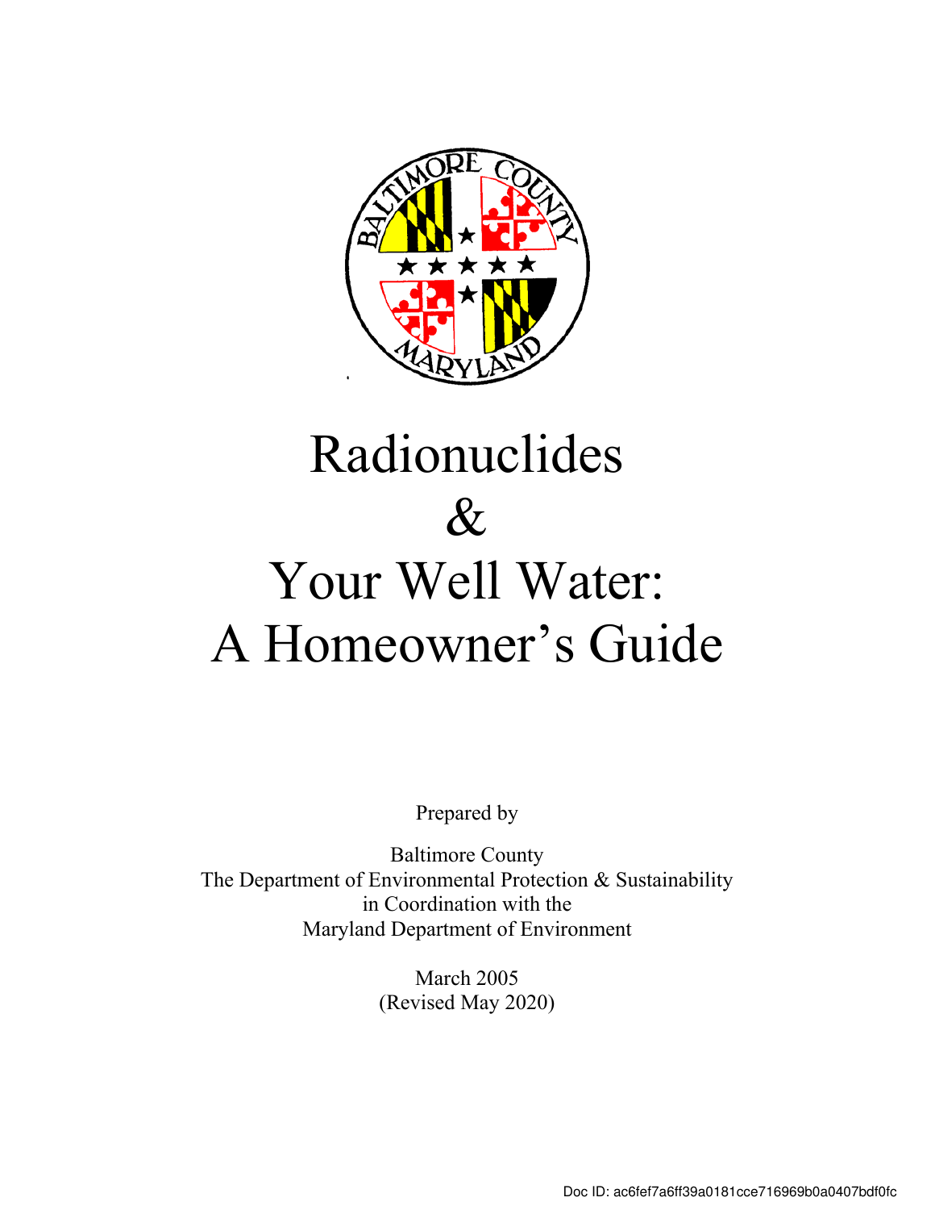# Radionuclides & Your Well Water: A Homeowner's Guide

Prepared by

Baltimore County
The Department of Environmental Protection & Sustainability
in Coordination with the
Maryland Department of Environment

March 2005
(Revised May 2020)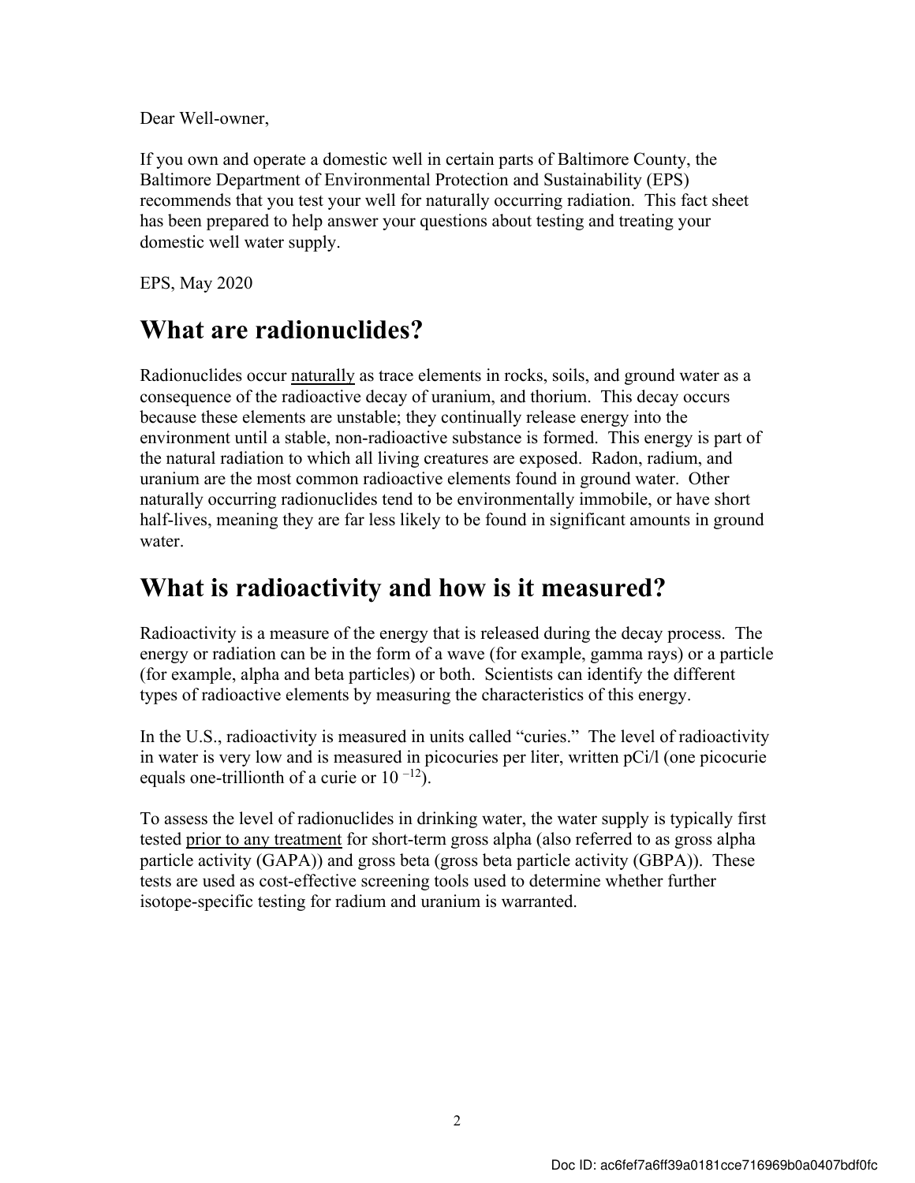Dear Well-owner,

If you own and operate a domestic well in certain parts of Baltimore County, the Baltimore Department of Environmental Protection and Sustainability (EPS) recommends that you test your well for naturally occurring radiation. This fact sheet has been prepared to help answer your questions about testing and treating your domestic well water supply.

EPS, May 2020

# What are radionuclides?

Radionuclides occur naturally as trace elements in rocks, soils, and ground water as a consequence of the radioactive decay of uranium, and thorium. This decay occurs because these elements are unstable; they continually release energy into the environment until a stable, non-radioactive substance is formed. This energy is part of the natural radiation to which all living creatures are exposed. Radon, radium, and uranium are the most common radioactive elements found in ground water. Other naturally occurring radionuclides tend to be environmentally immobile, or have short half-lives, meaning they are far less likely to be found in significant amounts in ground water.

# What is radioactivity and how is it measured?

Radioactivity is a measure of the energy that is released during the decay process. The energy or radiation can be in the form of a wave (for example, gamma rays) or a particle (for example, alpha and beta particles) or both. Scientists can identify the different types of radioactive elements by measuring the characteristics of this energy.

In the U.S., radioactivity is measured in units called "curies." The level of radioactivity in water is very low and is measured in picocuries per liter, written pCi/l (one picocurie equals one-trillionth of a curie or $10^{-12}$).

To assess the level of radionuclides in drinking water, the water supply is typically first tested prior to any treatment for short-term gross alpha (also referred to as gross alpha particle activity (GAPA)) and gross beta (gross beta particle activity (GBPA)). These tests are used as cost-effective screening tools used to determine whether further isotope-specific testing for radium and uranium is warranted.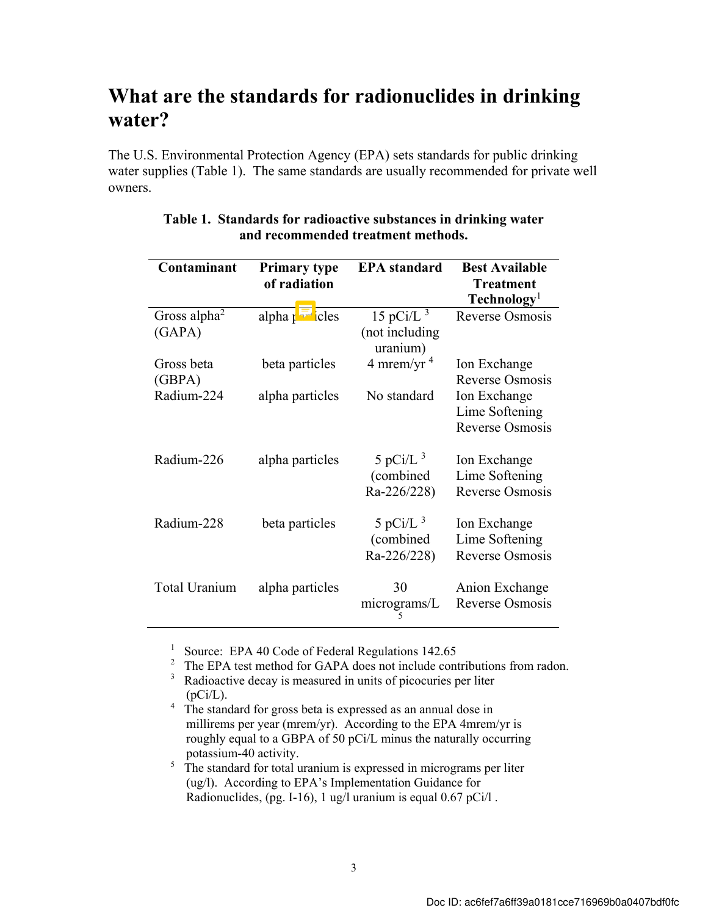# What are the standards for radionuclides in drinking water?

The U.S. Environmental Protection Agency (EPA) sets standards for public drinking water supplies (Table 1). The same standards are usually recommended for private well owners.

**Table 1. Standards for radioactive substances in drinking water and recommended treatment methods.**

| Contaminant | Primary type of radiation | EPA standard | Best Available Treatment Technology[1] |
|---|---|---|---|
| Gross alpha[2] (GAPA) | alpha particles | 15 pCi/L [3] (not including uranium) | Reverse Osmosis |
| Gross beta (GBPA) | beta particles | 4 mrem/yr [4] | Ion Exchange<br>Reverse Osmosis |
| Radium-224 | alpha particles | No standard | Ion Exchange<br>Lime Softening<br>Reverse Osmosis |
| Radium-226 | alpha particles | 5 pCi/L [3] (combined Ra-226/228) | Ion Exchange<br>Lime Softening<br>Reverse Osmosis |
| Radium-228 | beta particles | 5 pCi/L [3] (combined Ra-226/228) | Ion Exchange<br>Lime Softening<br>Reverse Osmosis |
| Total Uranium | alpha particles | 30 micrograms/L [5] | Anion Exchange<br>Reverse Osmosis |

[1] Source: EPA 40 Code of Federal Regulations 142.65

[2] The EPA test method for GAPA does not include contributions from radon.

[3] Radioactive decay is measured in units of picocuries per liter (pCi/L).

[4] The standard for gross beta is expressed as an annual dose in millirems per year (mrem/yr). According to the EPA 4mrem/yr is roughly equal to a GBPA of 50 pCi/L minus the naturally occurring potassium-40 activity.

[5] The standard for total uranium is expressed in micrograms per liter (ug/l). According to EPA's Implementation Guidance for Radionuclides, (pg. I-16), 1 ug/l uranium is equal 0.67 pCi/l .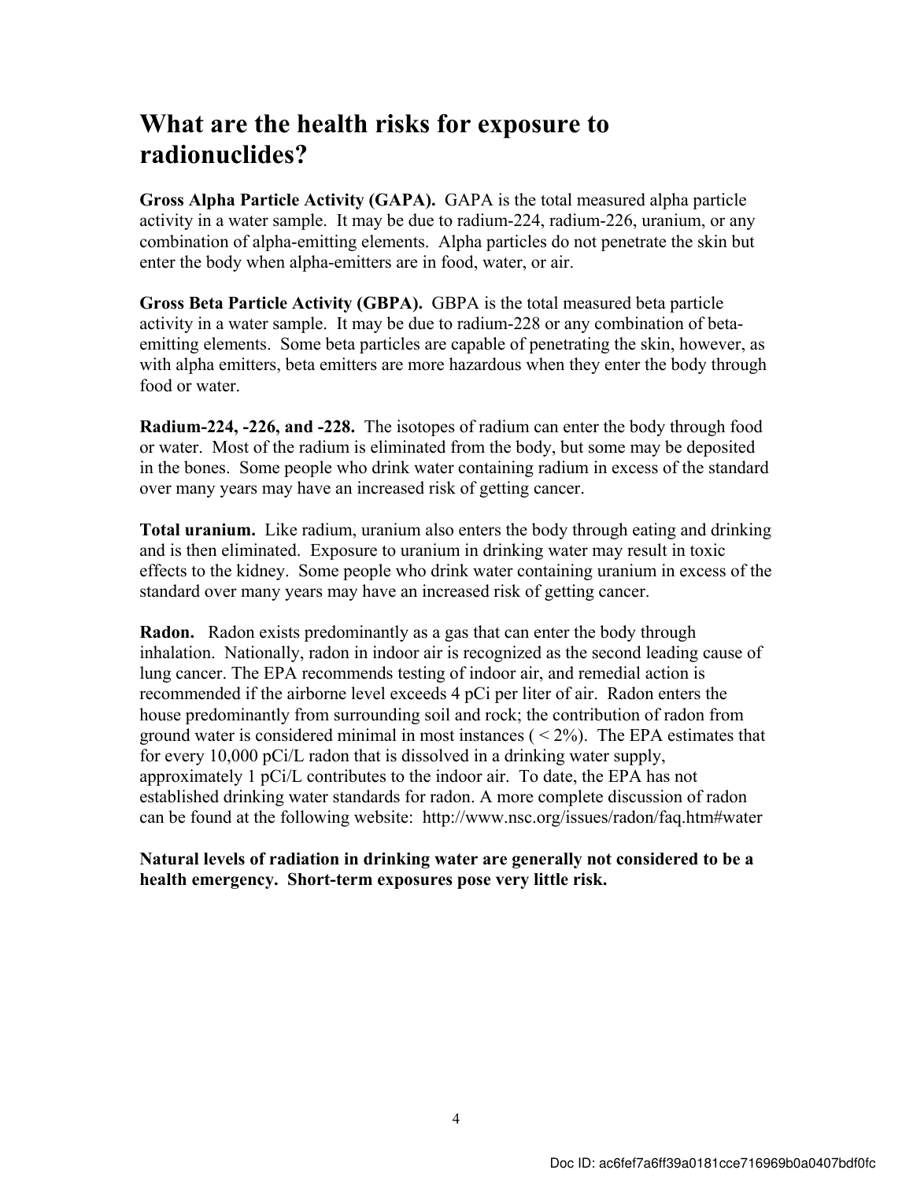## What are the health risks for exposure to radionuclides?

**Gross Alpha Particle Activity (GAPA).** GAPA is the total measured alpha particle activity in a water sample. It may be due to radium-224, radium-226, uranium, or any combination of alpha-emitting elements. Alpha particles do not penetrate the skin but enter the body when alpha-emitters are in food, water, or air.

**Gross Beta Particle Activity (GBPA).** GBPA is the total measured beta particle activity in a water sample. It may be due to radium-228 or any combination of beta-emitting elements. Some beta particles are capable of penetrating the skin, however, as with alpha emitters, beta emitters are more hazardous when they enter the body through food or water.

**Radium-224, -226, and -228.** The isotopes of radium can enter the body through food or water. Most of the radium is eliminated from the body, but some may be deposited in the bones. Some people who drink water containing radium in excess of the standard over many years may have an increased risk of getting cancer.

**Total uranium.** Like radium, uranium also enters the body through eating and drinking and is then eliminated. Exposure to uranium in drinking water may result in toxic effects to the kidney. Some people who drink water containing uranium in excess of the standard over many years may have an increased risk of getting cancer.

**Radon.** Radon exists predominantly as a gas that can enter the body through inhalation. Nationally, radon in indoor air is recognized as the second leading cause of lung cancer. The EPA recommends testing of indoor air, and remedial action is recommended if the airborne level exceeds 4 pCi per liter of air. Radon enters the house predominantly from surrounding soil and rock; the contribution of radon from ground water is considered minimal in most instances ( $< 2\%$). The EPA estimates that for every 10,000 pCi/L radon that is dissolved in a drinking water supply, approximately 1 pCi/L contributes to the indoor air. To date, the EPA has not established drinking water standards for radon. A more complete discussion of radon can be found at the following website: http://www.nsc.org/issues/radon/faq.htm#water

**Natural levels of radiation in drinking water are generally not considered to be a health emergency. Short-term exposures pose very little risk.**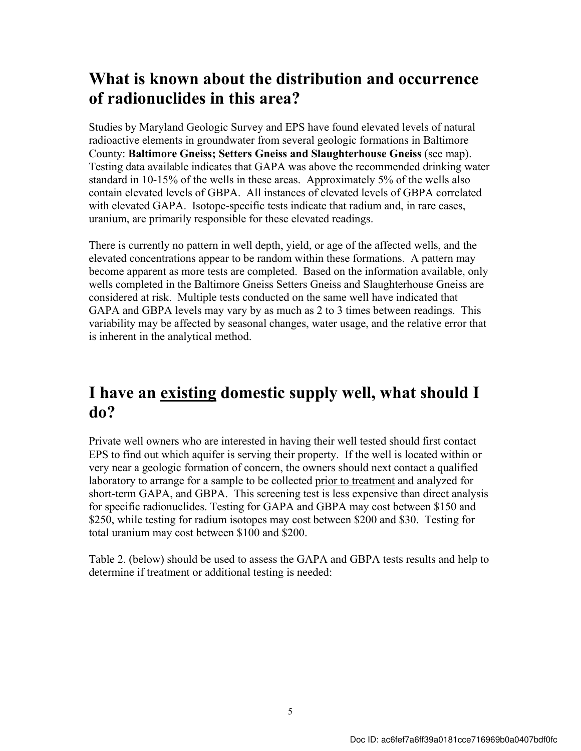## What is known about the distribution and occurrence of radionuclides in this area?

Studies by Maryland Geologic Survey and EPS have found elevated levels of natural radioactive elements in groundwater from several geologic formations in Baltimore County: **Baltimore Gneiss; Setters Gneiss and Slaughterhouse Gneiss** (see map). Testing data available indicates that GAPA was above the recommended drinking water standard in 10-15% of the wells in these areas. Approximately 5% of the wells also contain elevated levels of GBPA. All instances of elevated levels of GBPA correlated with elevated GAPA. Isotope-specific tests indicate that radium and, in rare cases, uranium, are primarily responsible for these elevated readings.

There is currently no pattern in well depth, yield, or age of the affected wells, and the elevated concentrations appear to be random within these formations. A pattern may become apparent as more tests are completed. Based on the information available, only wells completed in the Baltimore Gneiss Setters Gneiss and Slaughterhouse Gneiss are considered at risk. Multiple tests conducted on the same well have indicated that GAPA and GBPA levels may vary by as much as 2 to 3 times between readings. This variability may be affected by seasonal changes, water usage, and the relative error that is inherent in the analytical method.

## I have an <u>existing</u> domestic supply well, what should I do?

Private well owners who are interested in having their well tested should first contact EPS to find out which aquifer is serving their property. If the well is located within or very near a geologic formation of concern, the owners should next contact a qualified laboratory to arrange for a sample to be collected <u>prior to treatment</u> and analyzed for short-term GAPA, and GBPA. This screening test is less expensive than direct analysis for specific radionuclides. Testing for GAPA and GBPA may cost between $150 and $250, while testing for radium isotopes may cost between $200 and $30. Testing for total uranium may cost between $100 and $200.

Table 2. (below) should be used to assess the GAPA and GBPA tests results and help to determine if treatment or additional testing is needed: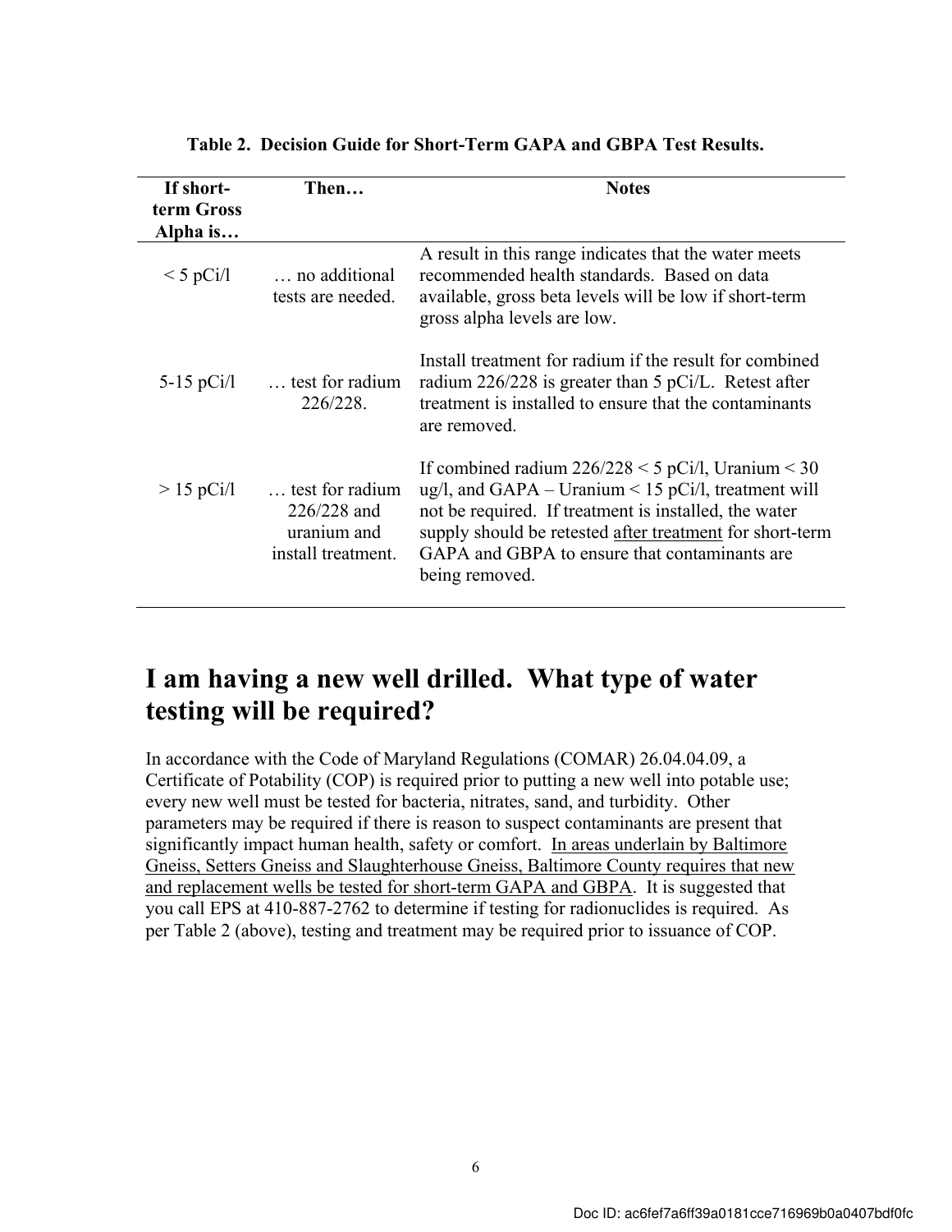**Table 2. Decision Guide for Short-Term GAPA and GBPA Test Results.**

| If short-term Gross Alpha is… | Then… | Notes |
|---|---|---|
| < 5 pCi/l | … no additional tests are needed. | A result in this range indicates that the water meets recommended health standards. Based on data available, gross beta levels will be low if short-term gross alpha levels are low. |
| 5-15 pCi/l | … test for radium 226/228. | Install treatment for radium if the result for combined radium 226/228 is greater than 5 pCi/L. Retest after treatment is installed to ensure that the contaminants are removed. |
| > 15 pCi/l | … test for radium 226/228 and uranium and install treatment. | If combined radium 226/228 < 5 pCi/l, Uranium < 30 ug/l, and GAPA – Uranium < 15 pCi/l, treatment will not be required. If treatment is installed, the water supply should be retested after treatment for short-term GAPA and GBPA to ensure that contaminants are being removed. |

# I am having a new well drilled. What type of water testing will be required?

In accordance with the Code of Maryland Regulations (COMAR) 26.04.04.09, a Certificate of Potability (COP) is required prior to putting a new well into potable use; every new well must be tested for bacteria, nitrates, sand, and turbidity. Other parameters may be required if there is reason to suspect contaminants are present that significantly impact human health, safety or comfort. In areas underlain by Baltimore Gneiss, Setters Gneiss and Slaughterhouse Gneiss, Baltimore County requires that new and replacement wells be tested for short-term GAPA and GBPA. It is suggested that you call EPS at 410-887-2762 to determine if testing for radionuclides is required. As per Table 2 (above), testing and treatment may be required prior to issuance of COP.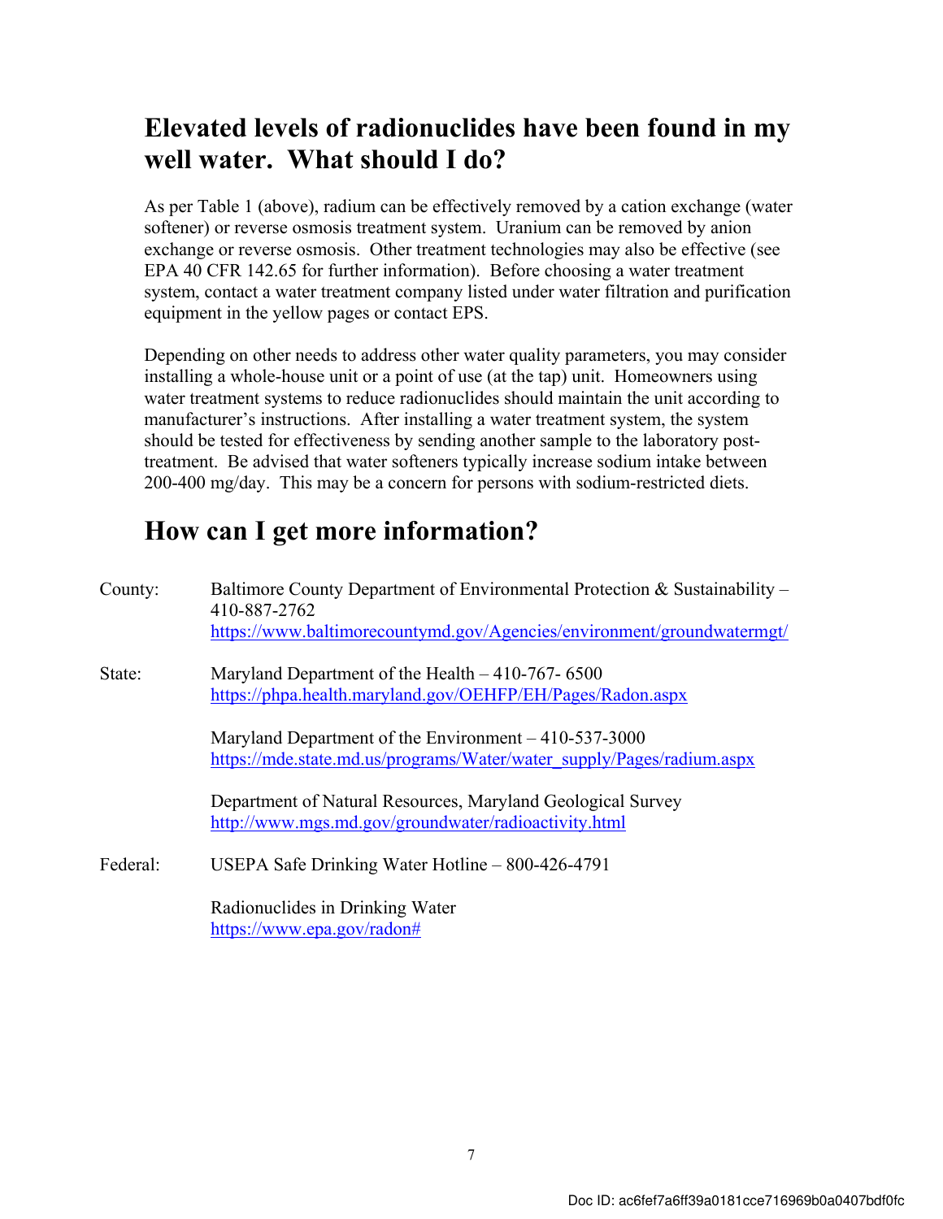## Elevated levels of radionuclides have been found in my well water. What should I do?

As per Table 1 (above), radium can be effectively removed by a cation exchange (water softener) or reverse osmosis treatment system. Uranium can be removed by anion exchange or reverse osmosis. Other treatment technologies may also be effective (see EPA 40 CFR 142.65 for further information). Before choosing a water treatment system, contact a water treatment company listed under water filtration and purification equipment in the yellow pages or contact EPS.

Depending on other needs to address other water quality parameters, you may consider installing a whole-house unit or a point of use (at the tap) unit. Homeowners using water treatment systems to reduce radionuclides should maintain the unit according to manufacturer's instructions. After installing a water treatment system, the system should be tested for effectiveness by sending another sample to the laboratory post-treatment. Be advised that water softeners typically increase sodium intake between 200-400 mg/day. This may be a concern for persons with sodium-restricted diets.

## How can I get more information?

County: Baltimore County Department of Environmental Protection & Sustainability – 410-887-2762
https://www.baltimorecountymd.gov/Agencies/environment/groundwatermgt/

State: Maryland Department of the Health – 410-767- 6500
https://phpa.health.maryland.gov/OEHFP/EH/Pages/Radon.aspx

Maryland Department of the Environment – 410-537-3000
https://mde.state.md.us/programs/Water/water_supply/Pages/radium.aspx

Department of Natural Resources, Maryland Geological Survey
http://www.mgs.md.gov/groundwater/radioactivity.html

Federal: USEPA Safe Drinking Water Hotline – 800-426-4791

Radionuclides in Drinking Water
https://www.epa.gov/radon#

Doc ID: ac6fef7a6ff39a0181cce716969b0a0407bdf0fc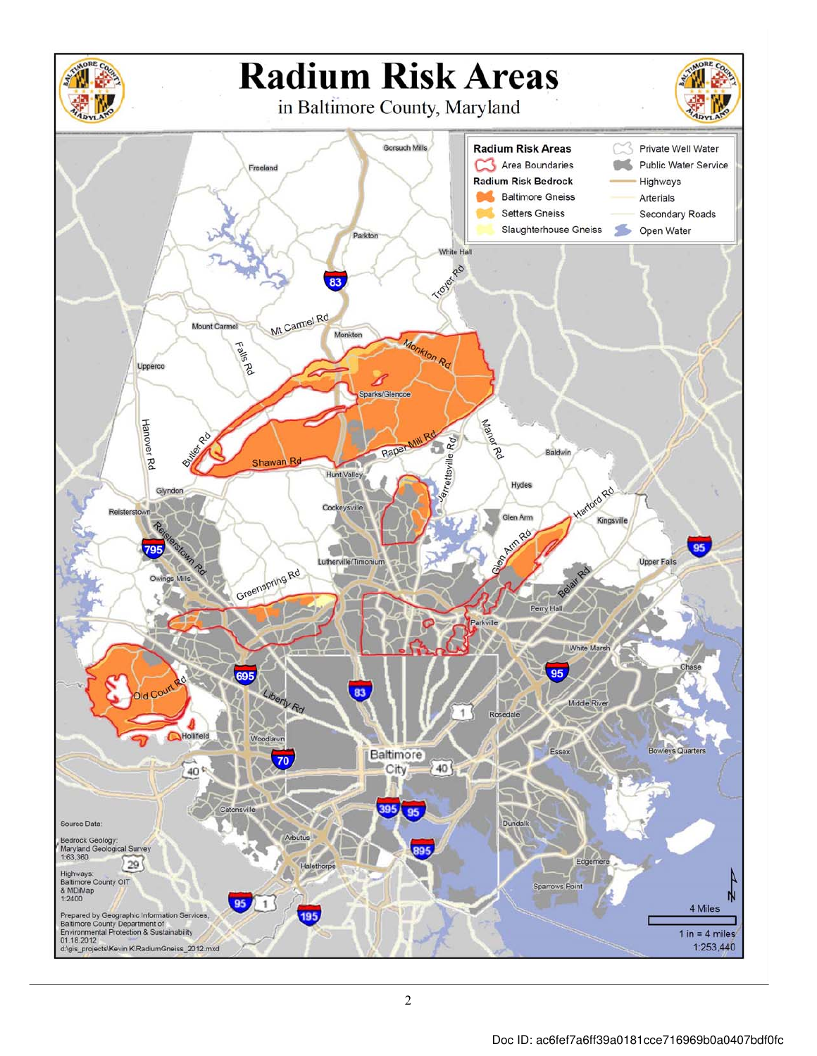# Radium Risk Areas

in Baltimore County, Maryland

**Radium Risk Areas**

- Area Boundaries

**Radium Risk Bedrock**

- Baltimore Gneiss
- Setters Gneiss
- Slaughterhouse Gneiss

- Private Well Water
- Public Water Service
- Highways
- Arterials
- Secondary Roads
- Open Water

Source Data:

Bedrock Geology: Maryland Geological Survey 1:63,360

Highways: Baltimore County OIT & MDiMap 1:2400

Prepared by Geographic Information Services, Baltimore County Department of Environmental Protection & Sustainability 01.18.2012 d:\gis_projects\Kevin K\RadiumGneiss_2012.mxd

4 Miles

1 in = 4 miles

1:253,440

Doc ID: ac6fef7a6ff39a0181cce716969b0a0407bdf0fc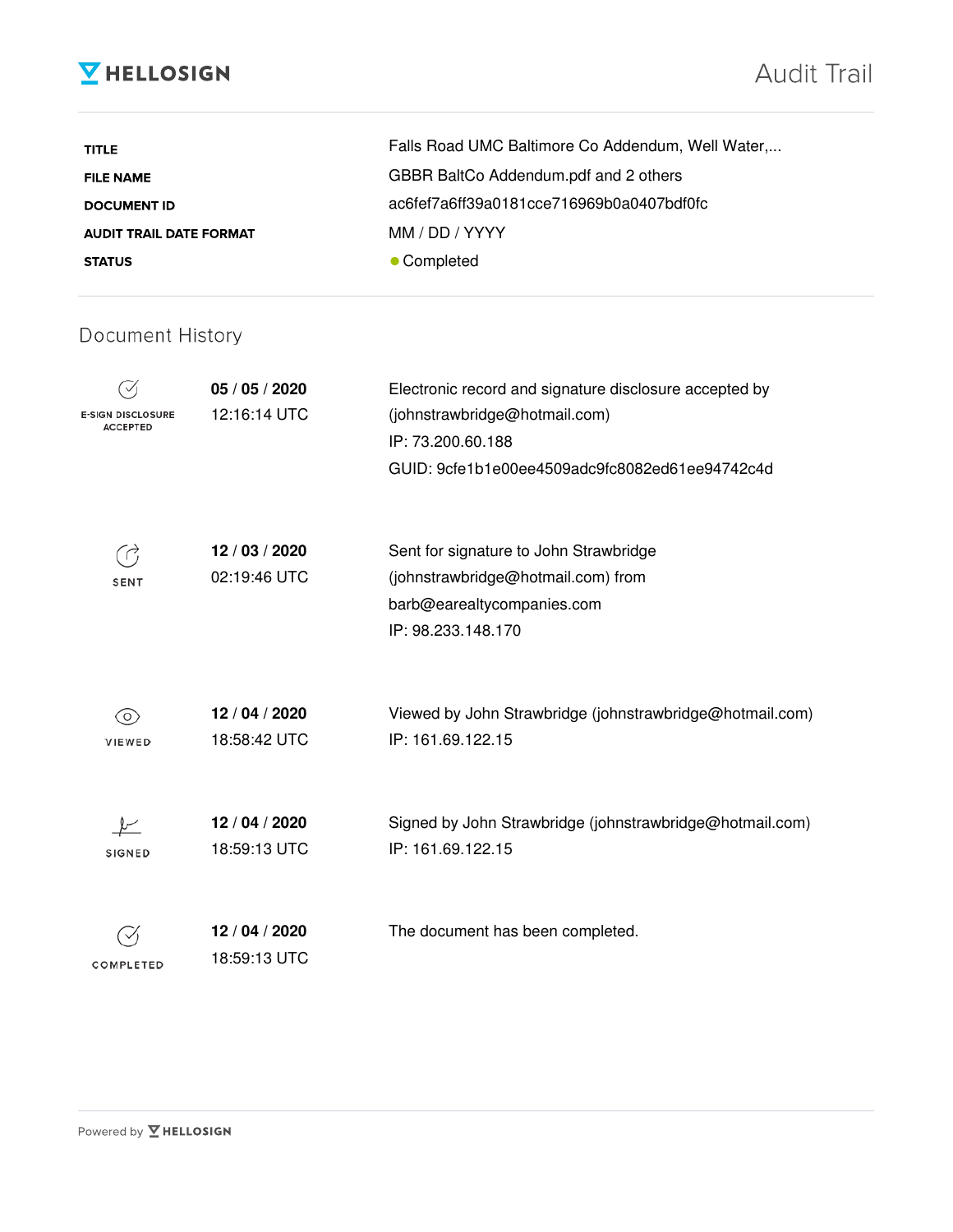**HELLOSIGN**

# Audit Trail

| | |
|---|---|
| **TITLE** | Falls Road UMC Baltimore Co Addendum, Well Water,... |
| **FILE NAME** | GBBR BaltCo Addendum.pdf and 2 others |
| **DOCUMENT ID** | ac6fef7a6ff39a0181cce716969b0a0407bdf0fc |
| **AUDIT TRAIL DATE FORMAT** | MM / DD / YYYY |
| **STATUS** | Completed |

## Document History

| | | |
|---|---|---|
| E-SIGN DISCLOSURE ACCEPTED | **05 / 05 / 2020** 12:16:14 UTC | Electronic record and signature disclosure accepted by (johnstrawbridge@hotmail.com) IP: 73.200.60.188 GUID: 9cfe1b1e00ee4509adc9fc8082ed61ee94742c4d |
| SENT | **12 / 03 / 2020** 02:19:46 UTC | Sent for signature to John Strawbridge (johnstrawbridge@hotmail.com) from barb@earealtycompanies.com IP: 98.233.148.170 |
| VIEWED | **12 / 04 / 2020** 18:58:42 UTC | Viewed by John Strawbridge (johnstrawbridge@hotmail.com) IP: 161.69.122.15 |
| SIGNED | **12 / 04 / 2020** 18:59:13 UTC | Signed by John Strawbridge (johnstrawbridge@hotmail.com) IP: 161.69.122.15 |
| COMPLETED | **12 / 04 / 2020** 18:59:13 UTC | The document has been completed. |

Powered by HELLOSIGN